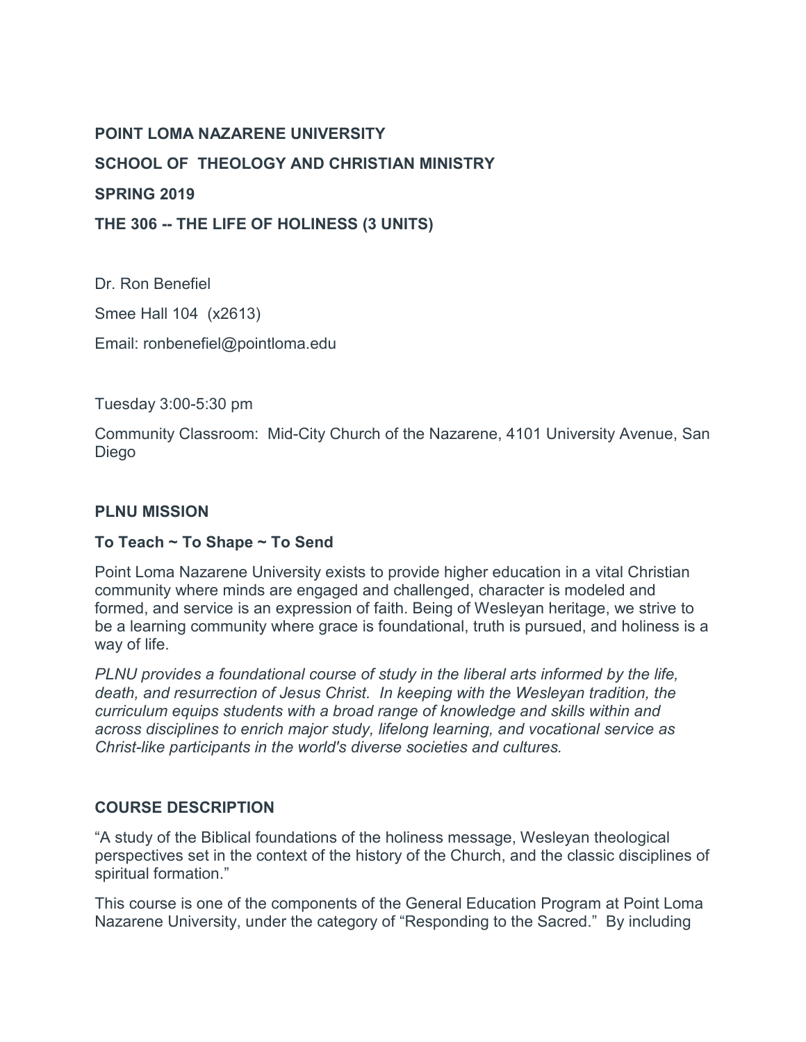**POINT LOMA NAZARENE UNIVERSITY**

**SCHOOL OF THEOLOGY AND CHRISTIAN MINISTRY**

**SPRING 2019**

**THE 306 -- THE LIFE OF HOLINESS (3 UNITS)**

Dr. Ron Benefiel

Smee Hall 104 (x2613)

Email: ronbenefiel@pointloma.edu

Tuesday 3:00-5:30 pm

Community Classroom: Mid-City Church of the Nazarene, 4101 University Avenue, San Diego

## PLNU MISSION

### To Teach ~ To Shape ~ To Send

Point Loma Nazarene University exists to provide higher education in a vital Christian community where minds are engaged and challenged, character is modeled and formed, and service is an expression of faith. Being of Wesleyan heritage, we strive to be a learning community where grace is foundational, truth is pursued, and holiness is a way of life.

*PLNU provides a foundational course of study in the liberal arts informed by the life, death, and resurrection of Jesus Christ. In keeping with the Wesleyan tradition, the curriculum equips students with a broad range of knowledge and skills within and across disciplines to enrich major study, lifelong learning, and vocational service as Christ-like participants in the world's diverse societies and cultures.*

## COURSE DESCRIPTION

"A study of the Biblical foundations of the holiness message, Wesleyan theological perspectives set in the context of the history of the Church, and the classic disciplines of spiritual formation."

This course is one of the components of the General Education Program at Point Loma Nazarene University, under the category of "Responding to the Sacred." By including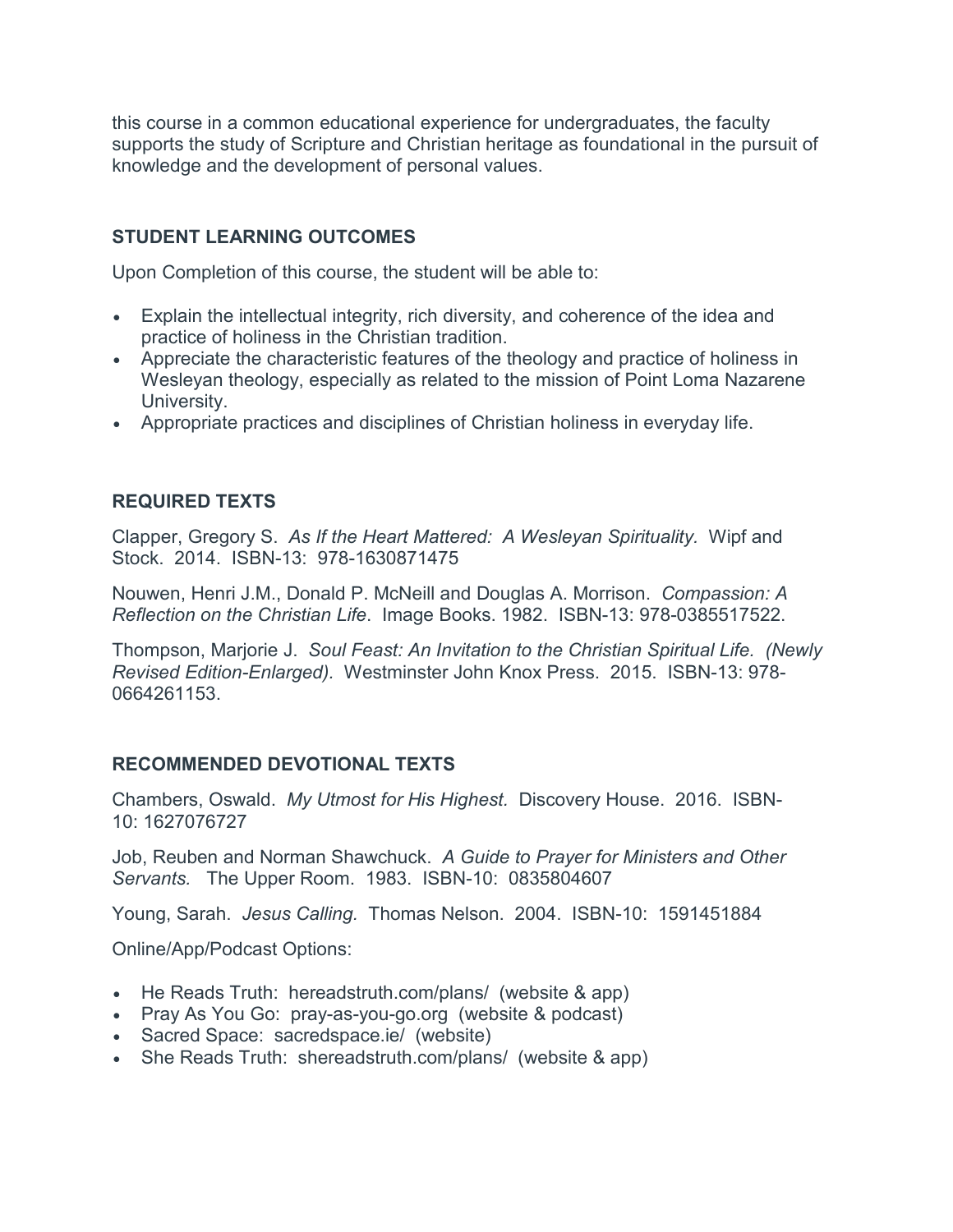this course in a common educational experience for undergraduates, the faculty supports the study of Scripture and Christian heritage as foundational in the pursuit of knowledge and the development of personal values.

## STUDENT LEARNING OUTCOMES

Upon Completion of this course, the student will be able to:

- Explain the intellectual integrity, rich diversity, and coherence of the idea and practice of holiness in the Christian tradition.
- Appreciate the characteristic features of the theology and practice of holiness in Wesleyan theology, especially as related to the mission of Point Loma Nazarene University.
- Appropriate practices and disciplines of Christian holiness in everyday life.

## REQUIRED TEXTS

Clapper, Gregory S. *As If the Heart Mattered: A Wesleyan Spirituality.* Wipf and Stock. 2014. ISBN-13: 978-1630871475

Nouwen, Henri J.M., Donald P. McNeill and Douglas A. Morrison. *Compassion: A Reflection on the Christian Life*. Image Books. 1982. ISBN-13: 978-0385517522.

Thompson, Marjorie J. *Soul Feast: An Invitation to the Christian Spiritual Life. (Newly Revised Edition-Enlarged).* Westminster John Knox Press. 2015. ISBN-13: 978-0664261153.

## RECOMMENDED DEVOTIONAL TEXTS

Chambers, Oswald. *My Utmost for His Highest.* Discovery House. 2016. ISBN-10: 1627076727

Job, Reuben and Norman Shawchuck. *A Guide to Prayer for Ministers and Other Servants.* The Upper Room. 1983. ISBN-10: 0835804607

Young, Sarah. *Jesus Calling.* Thomas Nelson. 2004. ISBN-10: 1591451884

Online/App/Podcast Options:

- He Reads Truth: hereadstruth.com/plans/ (website & app)
- Pray As You Go: pray-as-you-go.org (website & podcast)
- Sacred Space: sacredspace.ie/ (website)
- She Reads Truth: shereadstruth.com/plans/ (website & app)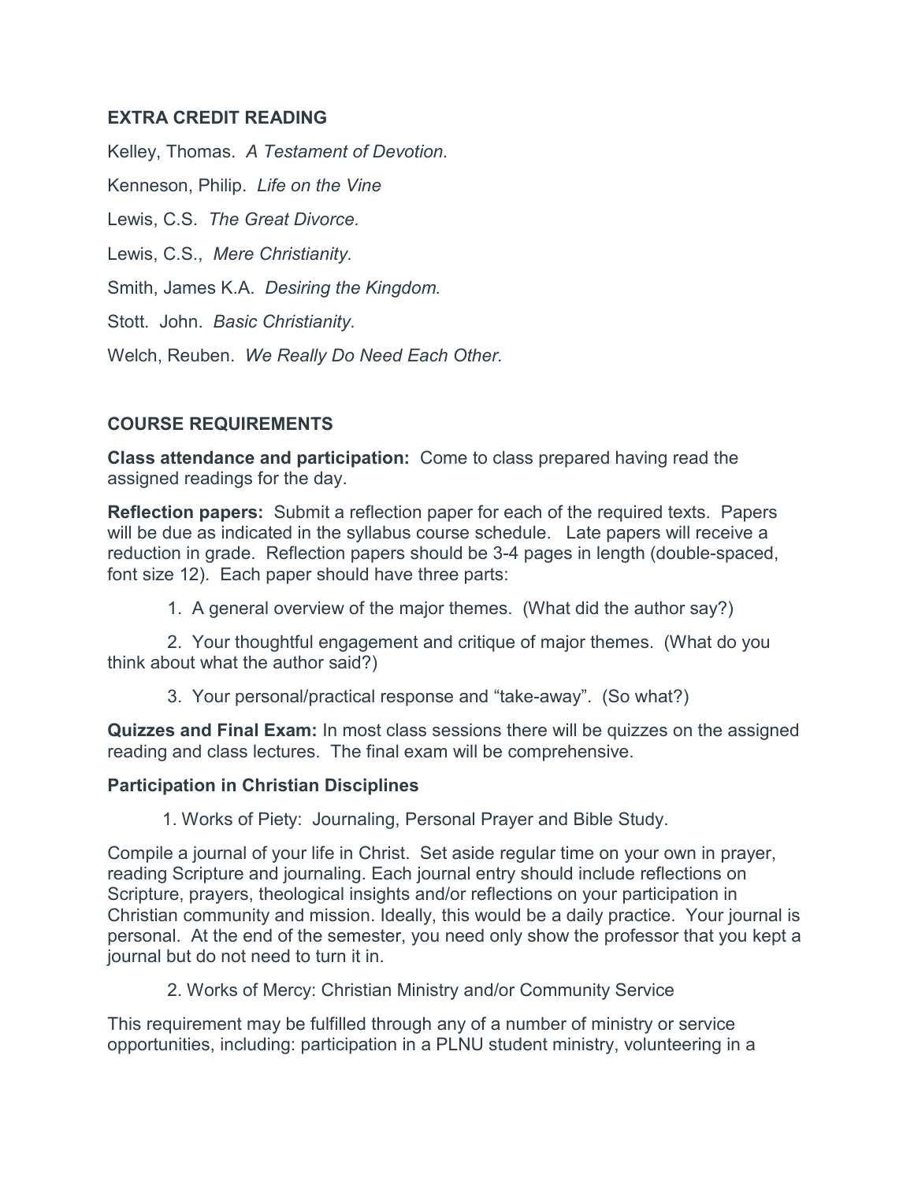### EXTRA CREDIT READING

Kelley, Thomas. *A Testament of Devotion.*

Kenneson, Philip. *Life on the Vine*

Lewis, C.S. *The Great Divorce.*

Lewis, C.S., *Mere Christianity.*

Smith, James K.A. *Desiring the Kingdom.*

Stott. John. *Basic Christianity.*

Welch, Reuben. *We Really Do Need Each Other.*

### COURSE REQUIREMENTS

**Class attendance and participation:** Come to class prepared having read the assigned readings for the day.

**Reflection papers:** Submit a reflection paper for each of the required texts. Papers will be due as indicated in the syllabus course schedule. Late papers will receive a reduction in grade. Reflection papers should be 3-4 pages in length (double-spaced, font size 12). Each paper should have three parts:

1. A general overview of the major themes. (What did the author say?)
2. Your thoughtful engagement and critique of major themes. (What do you think about what the author said?)
3. Your personal/practical response and "take-away". (So what?)

**Quizzes and Final Exam:** In most class sessions there will be quizzes on the assigned reading and class lectures. The final exam will be comprehensive.

**Participation in Christian Disciplines**

1. Works of Piety: Journaling, Personal Prayer and Bible Study.

Compile a journal of your life in Christ. Set aside regular time on your own in prayer, reading Scripture and journaling. Each journal entry should include reflections on Scripture, prayers, theological insights and/or reflections on your participation in Christian community and mission. Ideally, this would be a daily practice. Your journal is personal. At the end of the semester, you need only show the professor that you kept a journal but do not need to turn it in.

2. Works of Mercy: Christian Ministry and/or Community Service

This requirement may be fulfilled through any of a number of ministry or service opportunities, including: participation in a PLNU student ministry, volunteering in a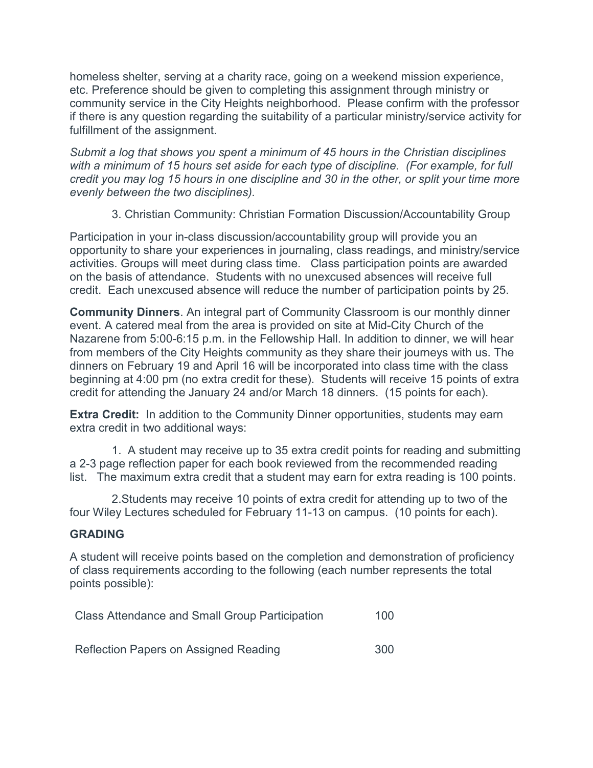homeless shelter, serving at a charity race, going on a weekend mission experience, etc. Preference should be given to completing this assignment through ministry or community service in the City Heights neighborhood. Please confirm with the professor if there is any question regarding the suitability of a particular ministry/service activity for fulfillment of the assignment.

*Submit a log that shows you spent a minimum of 45 hours in the Christian disciplines with a minimum of 15 hours set aside for each type of discipline. (For example, for full credit you may log 15 hours in one discipline and 30 in the other, or split your time more evenly between the two disciplines).*

3. Christian Community: Christian Formation Discussion/Accountability Group

Participation in your in-class discussion/accountability group will provide you an opportunity to share your experiences in journaling, class readings, and ministry/service activities. Groups will meet during class time. Class participation points are awarded on the basis of attendance. Students with no unexcused absences will receive full credit. Each unexcused absence will reduce the number of participation points by 25.

**Community Dinners**. An integral part of Community Classroom is our monthly dinner event. A catered meal from the area is provided on site at Mid-City Church of the Nazarene from 5:00-6:15 p.m. in the Fellowship Hall. In addition to dinner, we will hear from members of the City Heights community as they share their journeys with us. The dinners on February 19 and April 16 will be incorporated into class time with the class beginning at 4:00 pm (no extra credit for these). Students will receive 15 points of extra credit for attending the January 24 and/or March 18 dinners. (15 points for each).

**Extra Credit:** In addition to the Community Dinner opportunities, students may earn extra credit in two additional ways:

1. A student may receive up to 35 extra credit points for reading and submitting a 2-3 page reflection paper for each book reviewed from the recommended reading list. The maximum extra credit that a student may earn for extra reading is 100 points.

2. Students may receive 10 points of extra credit for attending up to two of the four Wiley Lectures scheduled for February 11-13 on campus. (10 points for each).

## GRADING

A student will receive points based on the completion and demonstration of proficiency of class requirements according to the following (each number represents the total points possible):

| | |
|---|---|
| Class Attendance and Small Group Participation | 100 |
| Reflection Papers on Assigned Reading | 300 |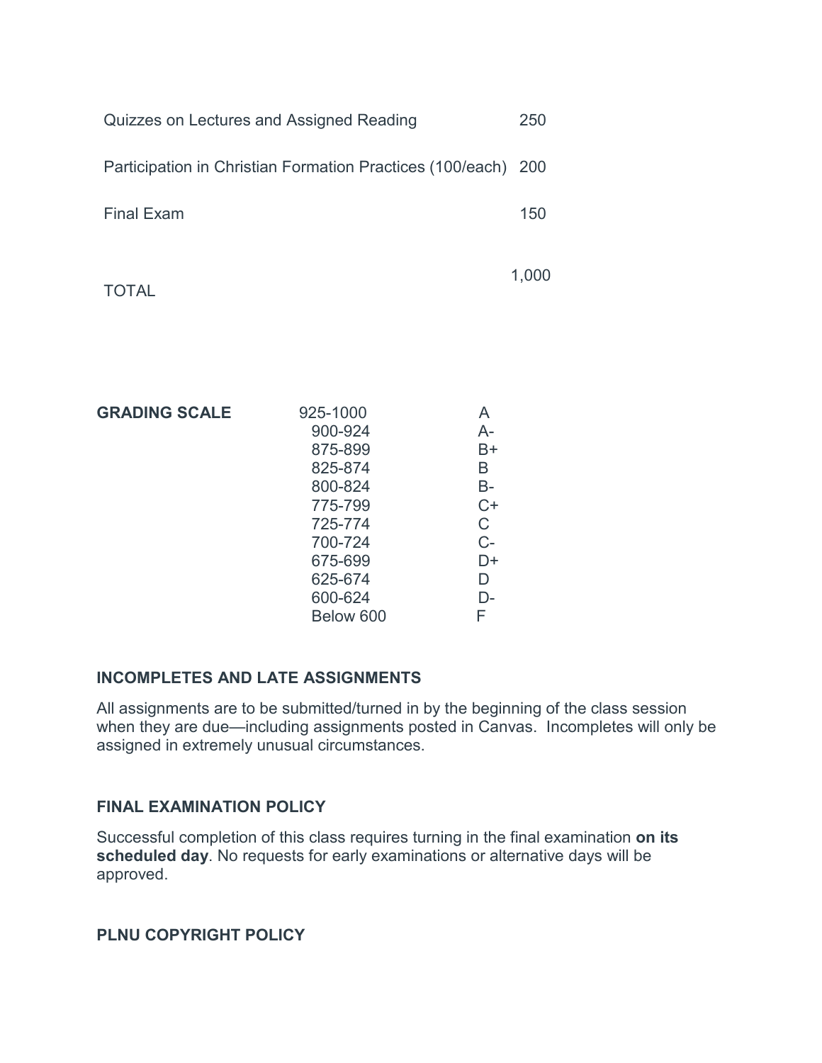| | |
|---|---|
| Quizzes on Lectures and Assigned Reading | 250 |
| Participation in Christian Formation Practices (100/each) | 200 |
| Final Exam | 150 |
| TOTAL | 1,000 |

**GRADING SCALE**

| | |
|---|---|
| 925-1000 | A |
| 900-924 | A- |
| 875-899 | B+ |
| 825-874 | B |
| 800-824 | B- |
| 775-799 | C+ |
| 725-774 | C |
| 700-724 | C- |
| 675-699 | D+ |
| 625-674 | D |
| 600-624 | D- |
| Below 600 | F |

### INCOMPLETES AND LATE ASSIGNMENTS

All assignments are to be submitted/turned in by the beginning of the class session when they are due—including assignments posted in Canvas. Incompletes will only be assigned in extremely unusual circumstances.

### FINAL EXAMINATION POLICY

Successful completion of this class requires turning in the final examination **on its scheduled day**. No requests for early examinations or alternative days will be approved.

### PLNU COPYRIGHT POLICY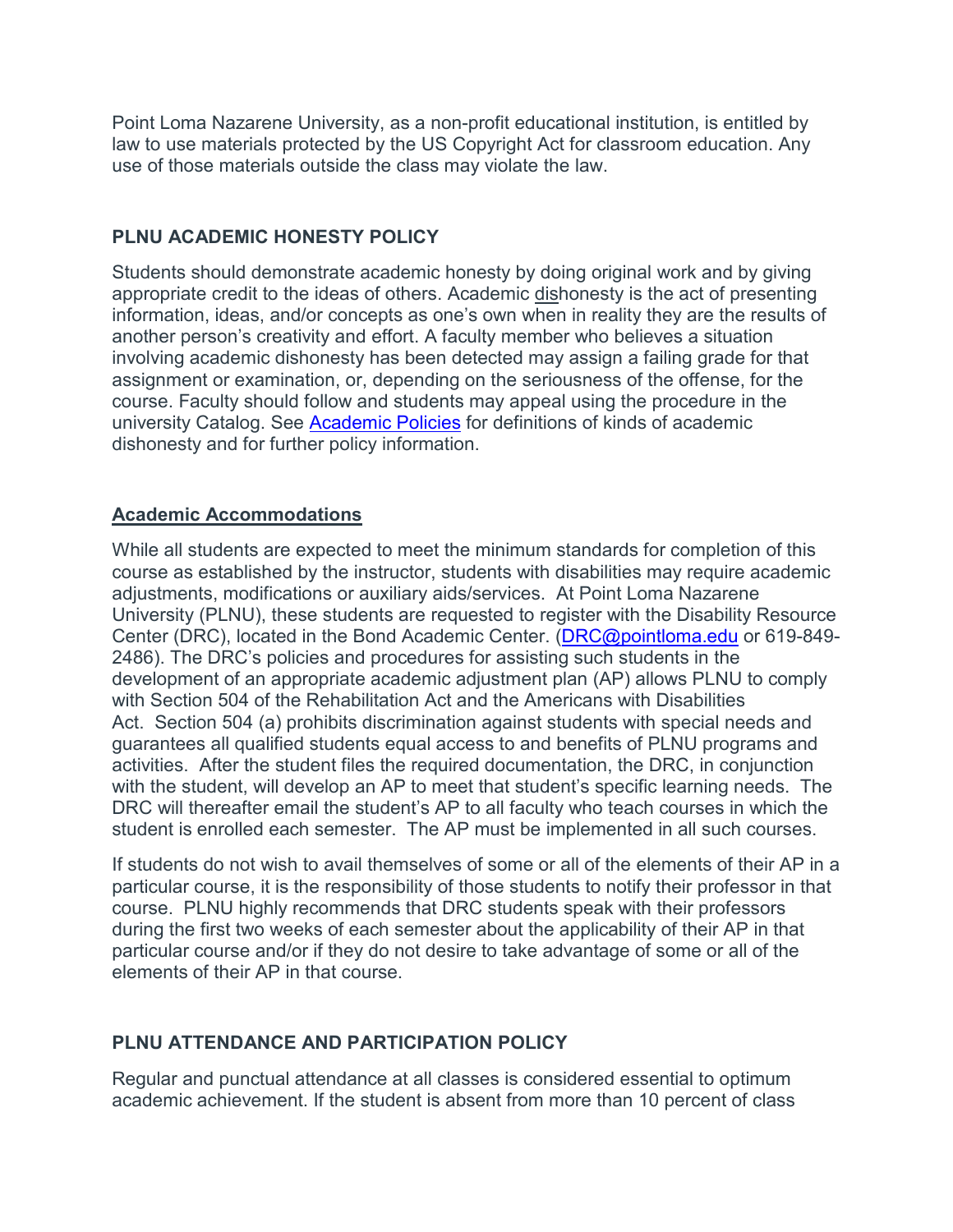Point Loma Nazarene University, as a non-profit educational institution, is entitled by law to use materials protected by the US Copyright Act for classroom education. Any use of those materials outside the class may violate the law.

## PLNU ACADEMIC HONESTY POLICY

Students should demonstrate academic honesty by doing original work and by giving appropriate credit to the ideas of others. Academic <u>dis</u>honesty is the act of presenting information, ideas, and/or concepts as one's own when in reality they are the results of another person's creativity and effort. A faculty member who believes a situation involving academic dishonesty has been detected may assign a failing grade for that assignment or examination, or, depending on the seriousness of the offense, for the course. Faculty should follow and students may appeal using the procedure in the university Catalog. See [Academic Policies]() for definitions of kinds of academic dishonesty and for further policy information.

## Academic Accommodations

While all students are expected to meet the minimum standards for completion of this course as established by the instructor, students with disabilities may require academic adjustments, modifications or auxiliary aids/services. At Point Loma Nazarene University (PLNU), these students are requested to register with the Disability Resource Center (DRC), located in the Bond Academic Center. (DRC@pointloma.edu or 619-849-2486). The DRC's policies and procedures for assisting such students in the development of an appropriate academic adjustment plan (AP) allows PLNU to comply with Section 504 of the Rehabilitation Act and the Americans with Disabilities Act. Section 504 (a) prohibits discrimination against students with special needs and guarantees all qualified students equal access to and benefits of PLNU programs and activities. After the student files the required documentation, the DRC, in conjunction with the student, will develop an AP to meet that student's specific learning needs. The DRC will thereafter email the student's AP to all faculty who teach courses in which the student is enrolled each semester. The AP must be implemented in all such courses.

If students do not wish to avail themselves of some or all of the elements of their AP in a particular course, it is the responsibility of those students to notify their professor in that course. PLNU highly recommends that DRC students speak with their professors during the first two weeks of each semester about the applicability of their AP in that particular course and/or if they do not desire to take advantage of some or all of the elements of their AP in that course.

## PLNU ATTENDANCE AND PARTICIPATION POLICY

Regular and punctual attendance at all classes is considered essential to optimum academic achievement. If the student is absent from more than 10 percent of class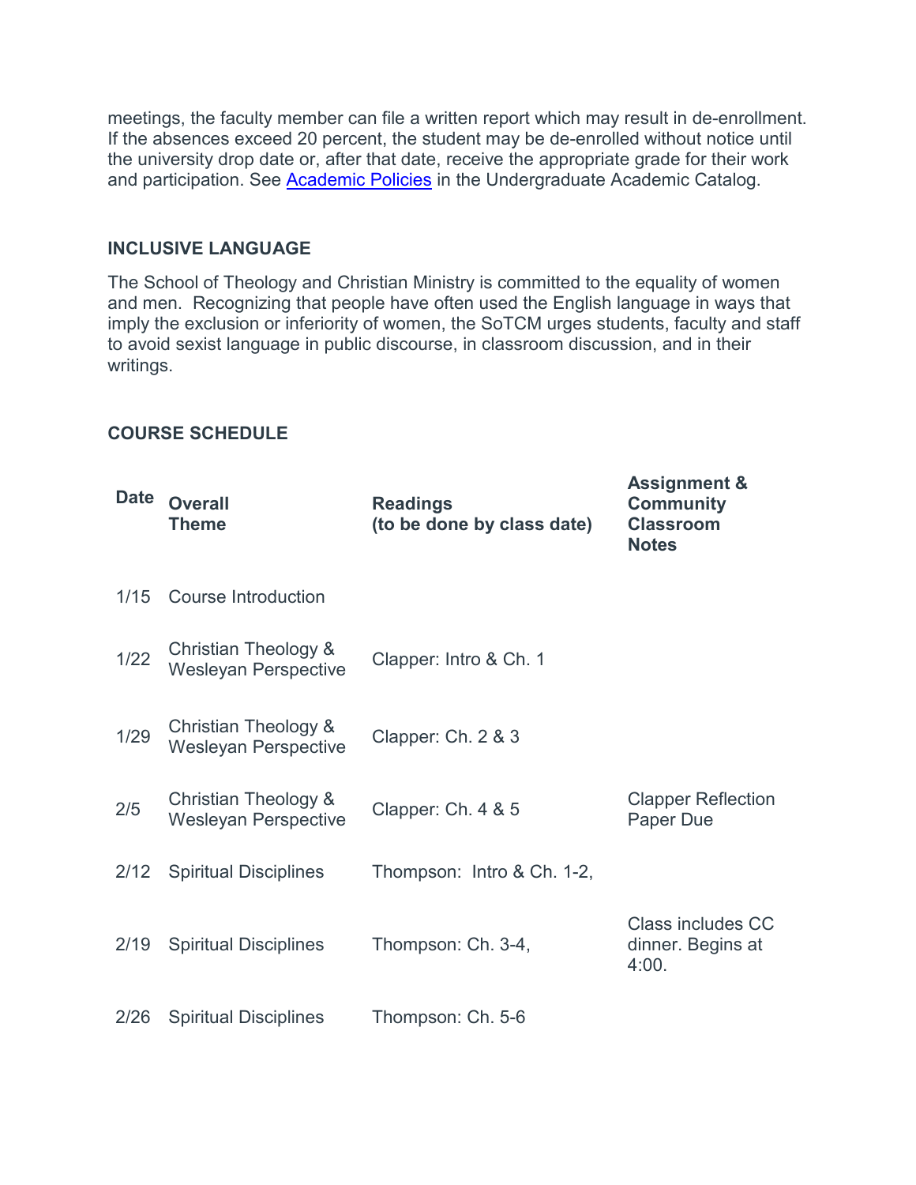meetings, the faculty member can file a written report which may result in de-enrollment. If the absences exceed 20 percent, the student may be de-enrolled without notice until the university drop date or, after that date, receive the appropriate grade for their work and participation. See [Academic Policies] in the Undergraduate Academic Catalog.

### INCLUSIVE LANGUAGE

The School of Theology and Christian Ministry is committed to the equality of women and men. Recognizing that people have often used the English language in ways that imply the exclusion or inferiority of women, the SoTCM urges students, faculty and staff to avoid sexist language in public discourse, in classroom discussion, and in their writings.

### COURSE SCHEDULE

| Date | Overall Theme | Readings (to be done by class date) | Assignment & Community Classroom Notes |
|---|---|---|---|
| 1/15 | Course Introduction | | |
| 1/22 | Christian Theology & Wesleyan Perspective | Clapper: Intro & Ch. 1 | |
| 1/29 | Christian Theology & Wesleyan Perspective | Clapper: Ch. 2 & 3 | |
| 2/5 | Christian Theology & Wesleyan Perspective | Clapper: Ch. 4 & 5 | Clapper Reflection Paper Due |
| 2/12 | Spiritual Disciplines | Thompson: Intro & Ch. 1-2, | |
| 2/19 | Spiritual Disciplines | Thompson: Ch. 3-4, | Class includes CC dinner. Begins at 4:00. |
| 2/26 | Spiritual Disciplines | Thompson: Ch. 5-6 | |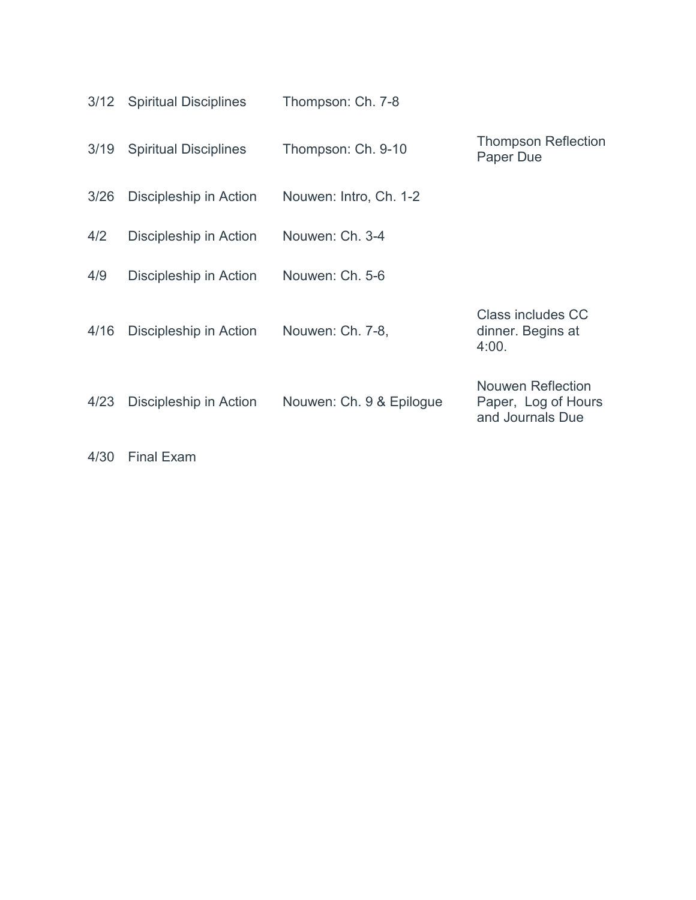| | | | |
|---|---|---|---|
| 3/12 | Spiritual Disciplines | Thompson: Ch. 7-8 | |
| 3/19 | Spiritual Disciplines | Thompson: Ch. 9-10 | Thompson Reflection Paper Due |
| 3/26 | Discipleship in Action | Nouwen: Intro, Ch. 1-2 | |
| 4/2 | Discipleship in Action | Nouwen: Ch. 3-4 | |
| 4/9 | Discipleship in Action | Nouwen: Ch. 5-6 | |
| 4/16 | Discipleship in Action | Nouwen: Ch. 7-8, | Class includes CC dinner. Begins at 4:00. |
| 4/23 | Discipleship in Action | Nouwen: Ch. 9 & Epilogue | Nouwen Reflection Paper, Log of Hours and Journals Due |
| 4/30 | Final Exam | | |